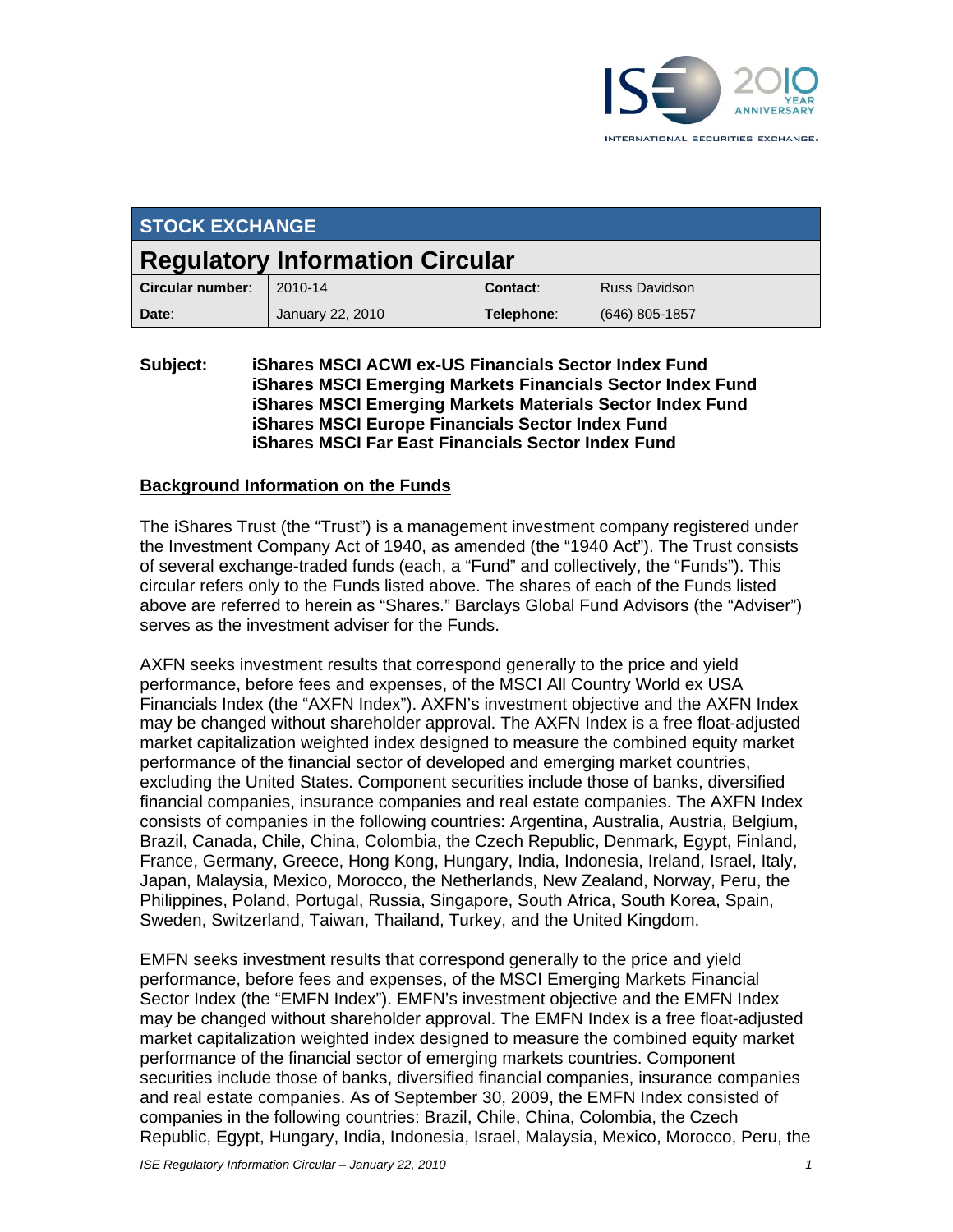STOCK EXCHANGE

# Regulatory Information Circular

| Circular number: | 2010-14 | Contact: | Russ Davidson |
|---|---|---|---|
| Date: | January 22, 2010 | Telephone: | (646) 805-1857 |

**Subject:** **iShares MSCI ACWI ex-US Financials Sector Index Fund**
**iShares MSCI Emerging Markets Financials Sector Index Fund**
**iShares MSCI Emerging Markets Materials Sector Index Fund**
**iShares MSCI Europe Financials Sector Index Fund**
**iShares MSCI Far East Financials Sector Index Fund**

## Background Information on the Funds

The iShares Trust (the "Trust") is a management investment company registered under the Investment Company Act of 1940, as amended (the "1940 Act"). The Trust consists of several exchange-traded funds (each, a "Fund" and collectively, the "Funds"). This circular refers only to the Funds listed above. The shares of each of the Funds listed above are referred to herein as "Shares." Barclays Global Fund Advisors (the "Adviser") serves as the investment adviser for the Funds.

AXFN seeks investment results that correspond generally to the price and yield performance, before fees and expenses, of the MSCI All Country World ex USA Financials Index (the "AXFN Index"). AXFN's investment objective and the AXFN Index may be changed without shareholder approval. The AXFN Index is a free float-adjusted market capitalization weighted index designed to measure the combined equity market performance of the financial sector of developed and emerging market countries, excluding the United States. Component securities include those of banks, diversified financial companies, insurance companies and real estate companies. The AXFN Index consists of companies in the following countries: Argentina, Australia, Austria, Belgium, Brazil, Canada, Chile, China, Colombia, the Czech Republic, Denmark, Egypt, Finland, France, Germany, Greece, Hong Kong, Hungary, India, Indonesia, Ireland, Israel, Italy, Japan, Malaysia, Mexico, Morocco, the Netherlands, New Zealand, Norway, Peru, the Philippines, Poland, Portugal, Russia, Singapore, South Africa, South Korea, Spain, Sweden, Switzerland, Taiwan, Thailand, Turkey, and the United Kingdom.

EMFN seeks investment results that correspond generally to the price and yield performance, before fees and expenses, of the MSCI Emerging Markets Financial Sector Index (the "EMFN Index"). EMFN's investment objective and the EMFN Index may be changed without shareholder approval. The EMFN Index is a free float-adjusted market capitalization weighted index designed to measure the combined equity market performance of the financial sector of emerging markets countries. Component securities include those of banks, diversified financial companies, insurance companies and real estate companies. As of September 30, 2009, the EMFN Index consisted of companies in the following countries: Brazil, Chile, China, Colombia, the Czech Republic, Egypt, Hungary, India, Indonesia, Israel, Malaysia, Mexico, Morocco, Peru, the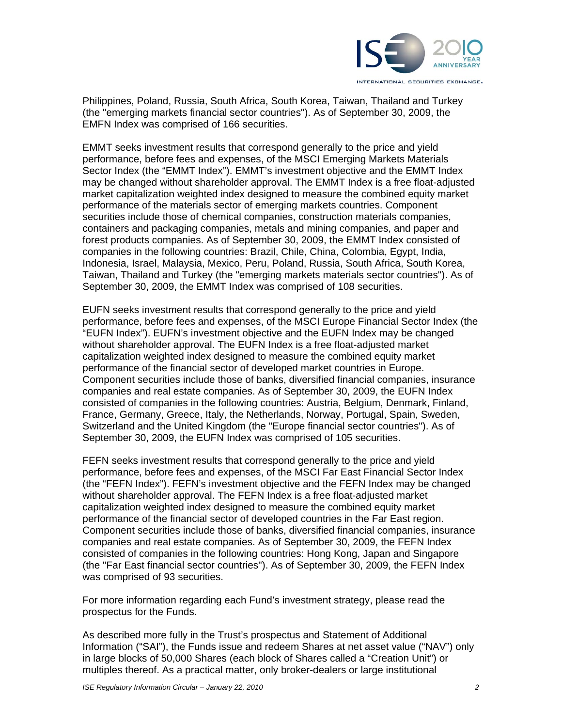Philippines, Poland, Russia, South Africa, South Korea, Taiwan, Thailand and Turkey (the "emerging markets financial sector countries"). As of September 30, 2009, the EMFN Index was comprised of 166 securities.

EMMT seeks investment results that correspond generally to the price and yield performance, before fees and expenses, of the MSCI Emerging Markets Materials Sector Index (the "EMMT Index"). EMMT's investment objective and the EMMT Index may be changed without shareholder approval. The EMMT Index is a free float-adjusted market capitalization weighted index designed to measure the combined equity market performance of the materials sector of emerging markets countries. Component securities include those of chemical companies, construction materials companies, containers and packaging companies, metals and mining companies, and paper and forest products companies. As of September 30, 2009, the EMMT Index consisted of companies in the following countries: Brazil, Chile, China, Colombia, Egypt, India, Indonesia, Israel, Malaysia, Mexico, Peru, Poland, Russia, South Africa, South Korea, Taiwan, Thailand and Turkey (the "emerging markets materials sector countries"). As of September 30, 2009, the EMMT Index was comprised of 108 securities.

EUFN seeks investment results that correspond generally to the price and yield performance, before fees and expenses, of the MSCI Europe Financial Sector Index (the "EUFN Index"). EUFN's investment objective and the EUFN Index may be changed without shareholder approval. The EUFN Index is a free float-adjusted market capitalization weighted index designed to measure the combined equity market performance of the financial sector of developed market countries in Europe. Component securities include those of banks, diversified financial companies, insurance companies and real estate companies. As of September 30, 2009, the EUFN Index consisted of companies in the following countries: Austria, Belgium, Denmark, Finland, France, Germany, Greece, Italy, the Netherlands, Norway, Portugal, Spain, Sweden, Switzerland and the United Kingdom (the "Europe financial sector countries"). As of September 30, 2009, the EUFN Index was comprised of 105 securities.

FEFN seeks investment results that correspond generally to the price and yield performance, before fees and expenses, of the MSCI Far East Financial Sector Index (the "FEFN Index"). FEFN's investment objective and the FEFN Index may be changed without shareholder approval. The FEFN Index is a free float-adjusted market capitalization weighted index designed to measure the combined equity market performance of the financial sector of developed countries in the Far East region. Component securities include those of banks, diversified financial companies, insurance companies and real estate companies. As of September 30, 2009, the FEFN Index consisted of companies in the following countries: Hong Kong, Japan and Singapore (the "Far East financial sector countries"). As of September 30, 2009, the FEFN Index was comprised of 93 securities.

For more information regarding each Fund's investment strategy, please read the prospectus for the Funds.

As described more fully in the Trust's prospectus and Statement of Additional Information ("SAI"), the Funds issue and redeem Shares at net asset value ("NAV") only in large blocks of 50,000 Shares (each block of Shares called a "Creation Unit") or multiples thereof. As a practical matter, only broker-dealers or large institutional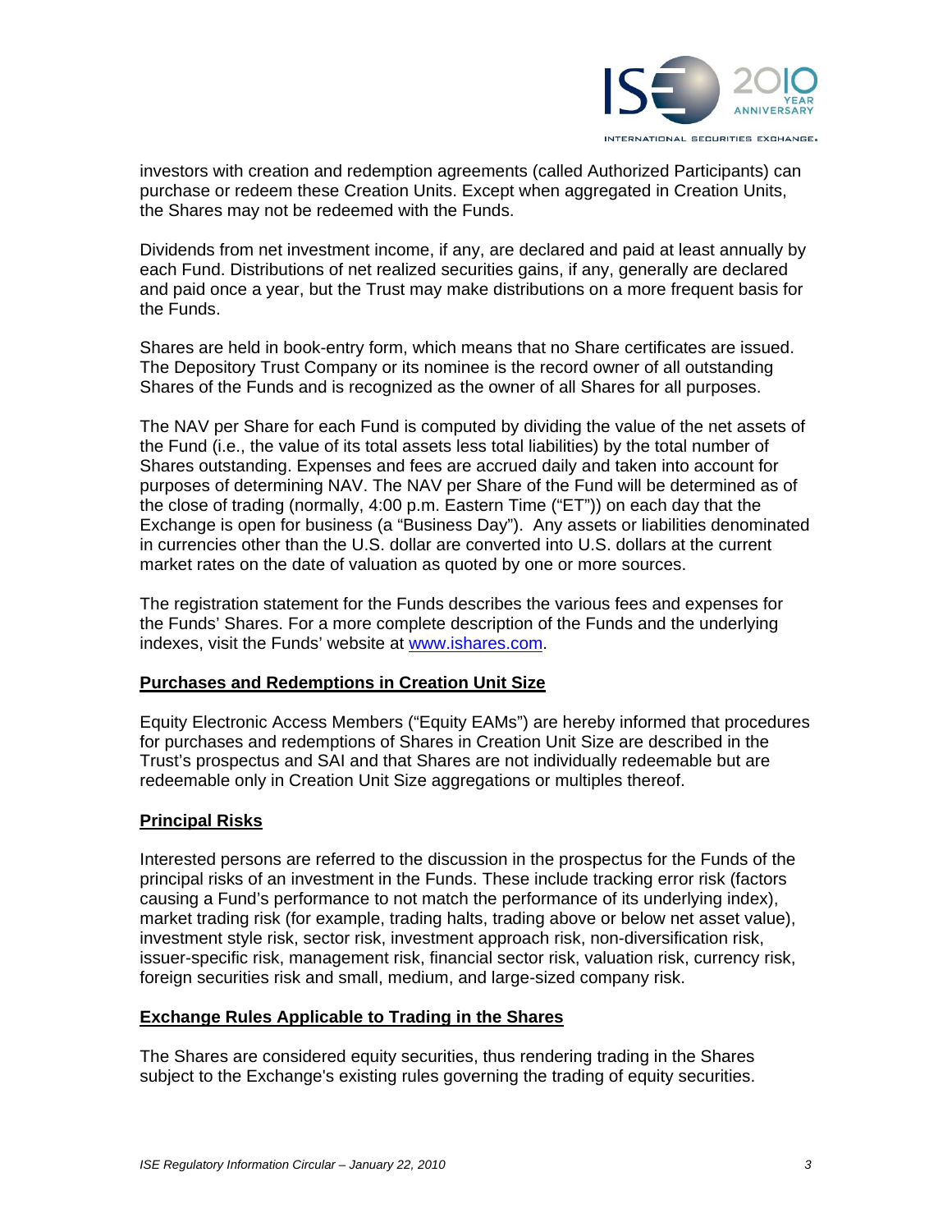investors with creation and redemption agreements (called Authorized Participants) can purchase or redeem these Creation Units. Except when aggregated in Creation Units, the Shares may not be redeemed with the Funds.

Dividends from net investment income, if any, are declared and paid at least annually by each Fund. Distributions of net realized securities gains, if any, generally are declared and paid once a year, but the Trust may make distributions on a more frequent basis for the Funds.

Shares are held in book-entry form, which means that no Share certificates are issued. The Depository Trust Company or its nominee is the record owner of all outstanding Shares of the Funds and is recognized as the owner of all Shares for all purposes.

The NAV per Share for each Fund is computed by dividing the value of the net assets of the Fund (i.e., the value of its total assets less total liabilities) by the total number of Shares outstanding. Expenses and fees are accrued daily and taken into account for purposes of determining NAV. The NAV per Share of the Fund will be determined as of the close of trading (normally, 4:00 p.m. Eastern Time ("ET")) on each day that the Exchange is open for business (a "Business Day"). Any assets or liabilities denominated in currencies other than the U.S. dollar are converted into U.S. dollars at the current market rates on the date of valuation as quoted by one or more sources.

The registration statement for the Funds describes the various fees and expenses for the Funds' Shares. For a more complete description of the Funds and the underlying indexes, visit the Funds' website at www.ishares.com.

**Purchases and Redemptions in Creation Unit Size**

Equity Electronic Access Members ("Equity EAMs") are hereby informed that procedures for purchases and redemptions of Shares in Creation Unit Size are described in the Trust's prospectus and SAI and that Shares are not individually redeemable but are redeemable only in Creation Unit Size aggregations or multiples thereof.

**Principal Risks**

Interested persons are referred to the discussion in the prospectus for the Funds of the principal risks of an investment in the Funds. These include tracking error risk (factors causing a Fund's performance to not match the performance of its underlying index), market trading risk (for example, trading halts, trading above or below net asset value), investment style risk, sector risk, investment approach risk, non-diversification risk, issuer-specific risk, management risk, financial sector risk, valuation risk, currency risk, foreign securities risk and small, medium, and large-sized company risk.

**Exchange Rules Applicable to Trading in the Shares**

The Shares are considered equity securities, thus rendering trading in the Shares subject to the Exchange's existing rules governing the trading of equity securities.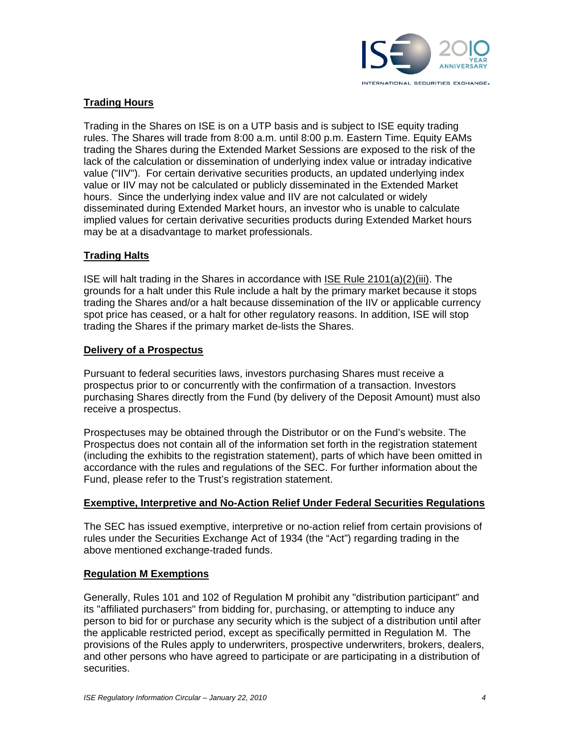## Trading Hours

Trading in the Shares on ISE is on a UTP basis and is subject to ISE equity trading rules. The Shares will trade from 8:00 a.m. until 8:00 p.m. Eastern Time. Equity EAMs trading the Shares during the Extended Market Sessions are exposed to the risk of the lack of the calculation or dissemination of underlying index value or intraday indicative value ("IIV"). For certain derivative securities products, an updated underlying index value or IIV may not be calculated or publicly disseminated in the Extended Market hours. Since the underlying index value and IIV are not calculated or widely disseminated during Extended Market hours, an investor who is unable to calculate implied values for certain derivative securities products during Extended Market hours may be at a disadvantage to market professionals.

## Trading Halts

ISE will halt trading in the Shares in accordance with ISE Rule 2101(a)(2)(iii). The grounds for a halt under this Rule include a halt by the primary market because it stops trading the Shares and/or a halt because dissemination of the IIV or applicable currency spot price has ceased, or a halt for other regulatory reasons. In addition, ISE will stop trading the Shares if the primary market de-lists the Shares.

## Delivery of a Prospectus

Pursuant to federal securities laws, investors purchasing Shares must receive a prospectus prior to or concurrently with the confirmation of a transaction. Investors purchasing Shares directly from the Fund (by delivery of the Deposit Amount) must also receive a prospectus.

Prospectuses may be obtained through the Distributor or on the Fund's website. The Prospectus does not contain all of the information set forth in the registration statement (including the exhibits to the registration statement), parts of which have been omitted in accordance with the rules and regulations of the SEC. For further information about the Fund, please refer to the Trust's registration statement.

## Exemptive, Interpretive and No-Action Relief Under Federal Securities Regulations

The SEC has issued exemptive, interpretive or no-action relief from certain provisions of rules under the Securities Exchange Act of 1934 (the "Act") regarding trading in the above mentioned exchange-traded funds.

## Regulation M Exemptions

Generally, Rules 101 and 102 of Regulation M prohibit any "distribution participant" and its "affiliated purchasers" from bidding for, purchasing, or attempting to induce any person to bid for or purchase any security which is the subject of a distribution until after the applicable restricted period, except as specifically permitted in Regulation M. The provisions of the Rules apply to underwriters, prospective underwriters, brokers, dealers, and other persons who have agreed to participate or are participating in a distribution of securities.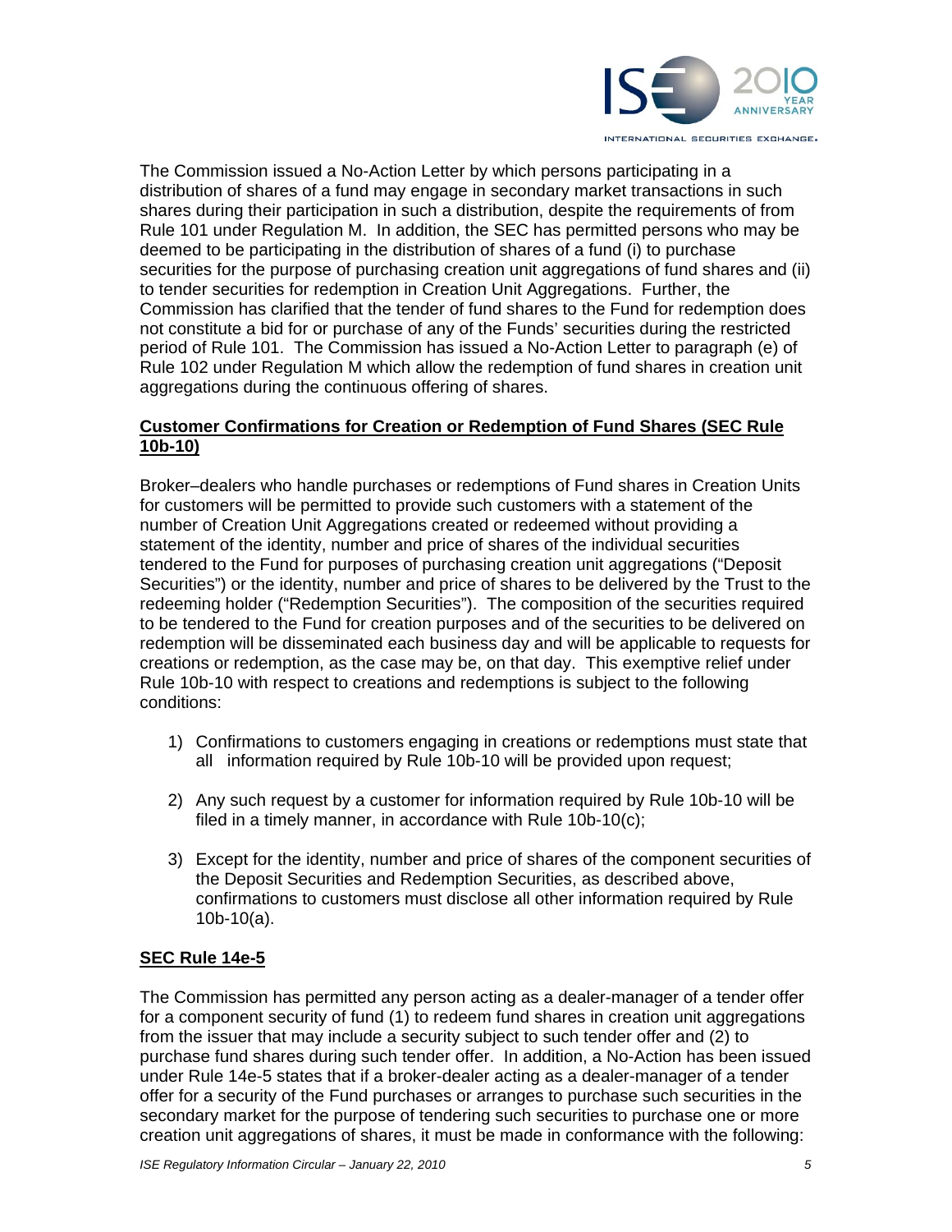The Commission issued a No-Action Letter by which persons participating in a distribution of shares of a fund may engage in secondary market transactions in such shares during their participation in such a distribution, despite the requirements of from Rule 101 under Regulation M. In addition, the SEC has permitted persons who may be deemed to be participating in the distribution of shares of a fund (i) to purchase securities for the purpose of purchasing creation unit aggregations of fund shares and (ii) to tender securities for redemption in Creation Unit Aggregations. Further, the Commission has clarified that the tender of fund shares to the Fund for redemption does not constitute a bid for or purchase of any of the Funds' securities during the restricted period of Rule 101. The Commission has issued a No-Action Letter to paragraph (e) of Rule 102 under Regulation M which allow the redemption of fund shares in creation unit aggregations during the continuous offering of shares.

**Customer Confirmations for Creation or Redemption of Fund Shares (SEC Rule 10b-10)**

Broker–dealers who handle purchases or redemptions of Fund shares in Creation Units for customers will be permitted to provide such customers with a statement of the number of Creation Unit Aggregations created or redeemed without providing a statement of the identity, number and price of shares of the individual securities tendered to the Fund for purposes of purchasing creation unit aggregations ("Deposit Securities") or the identity, number and price of shares to be delivered by the Trust to the redeeming holder ("Redemption Securities"). The composition of the securities required to be tendered to the Fund for creation purposes and of the securities to be delivered on redemption will be disseminated each business day and will be applicable to requests for creations or redemption, as the case may be, on that day. This exemptive relief under Rule 10b-10 with respect to creations and redemptions is subject to the following conditions:

1) Confirmations to customers engaging in creations or redemptions must state that all information required by Rule 10b-10 will be provided upon request;

2) Any such request by a customer for information required by Rule 10b-10 will be filed in a timely manner, in accordance with Rule 10b-10(c);

3) Except for the identity, number and price of shares of the component securities of the Deposit Securities and Redemption Securities, as described above, confirmations to customers must disclose all other information required by Rule 10b-10(a).

**SEC Rule 14e-5**

The Commission has permitted any person acting as a dealer-manager of a tender offer for a component security of fund (1) to redeem fund shares in creation unit aggregations from the issuer that may include a security subject to such tender offer and (2) to purchase fund shares during such tender offer. In addition, a No-Action has been issued under Rule 14e-5 states that if a broker-dealer acting as a dealer-manager of a tender offer for a security of the Fund purchases or arranges to purchase such securities in the secondary market for the purpose of tendering such securities to purchase one or more creation unit aggregations of shares, it must be made in conformance with the following: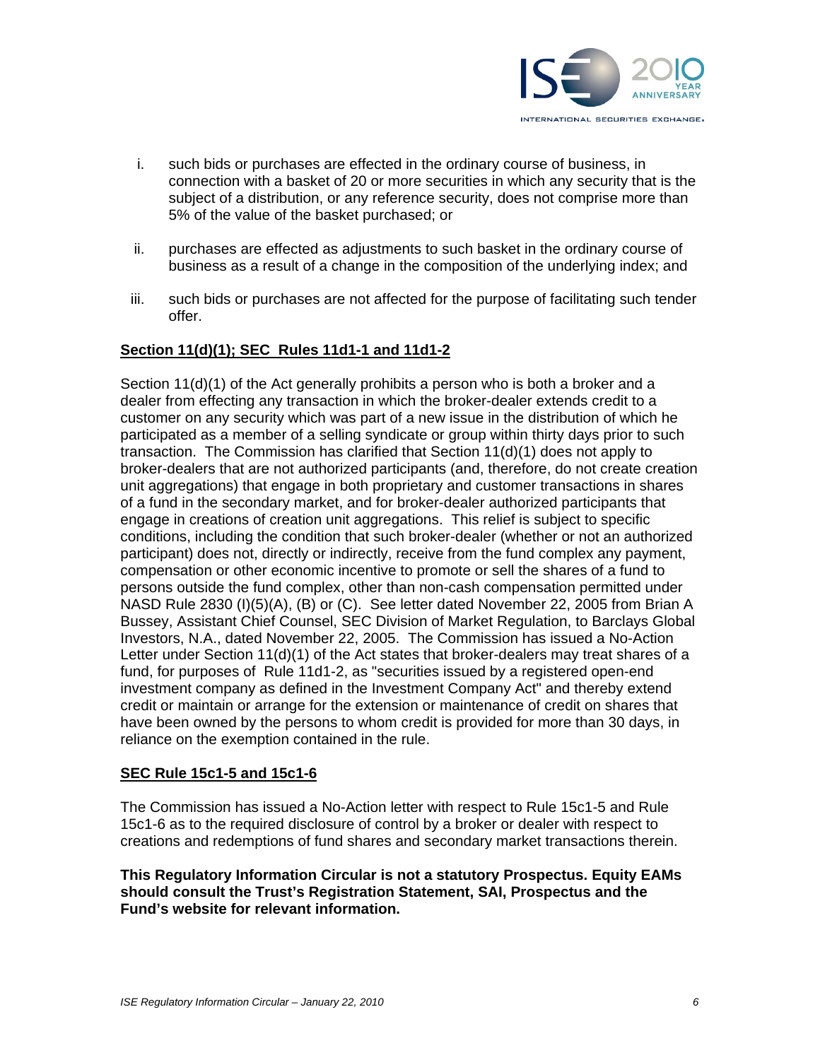i. such bids or purchases are effected in the ordinary course of business, in connection with a basket of 20 or more securities in which any security that is the subject of a distribution, or any reference security, does not comprise more than 5% of the value of the basket purchased; or

ii. purchases are effected as adjustments to such basket in the ordinary course of business as a result of a change in the composition of the underlying index; and

iii. such bids or purchases are not affected for the purpose of facilitating such tender offer.

**Section 11(d)(1); SEC Rules 11d1-1 and 11d1-2**

Section 11(d)(1) of the Act generally prohibits a person who is both a broker and a dealer from effecting any transaction in which the broker-dealer extends credit to a customer on any security which was part of a new issue in the distribution of which he participated as a member of a selling syndicate or group within thirty days prior to such transaction. The Commission has clarified that Section 11(d)(1) does not apply to broker-dealers that are not authorized participants (and, therefore, do not create creation unit aggregations) that engage in both proprietary and customer transactions in shares of a fund in the secondary market, and for broker-dealer authorized participants that engage in creations of creation unit aggregations. This relief is subject to specific conditions, including the condition that such broker-dealer (whether or not an authorized participant) does not, directly or indirectly, receive from the fund complex any payment, compensation or other economic incentive to promote or sell the shares of a fund to persons outside the fund complex, other than non-cash compensation permitted under NASD Rule 2830 (I)(5)(A), (B) or (C). See letter dated November 22, 2005 from Brian A Bussey, Assistant Chief Counsel, SEC Division of Market Regulation, to Barclays Global Investors, N.A., dated November 22, 2005. The Commission has issued a No-Action Letter under Section 11(d)(1) of the Act states that broker-dealers may treat shares of a fund, for purposes of Rule 11d1-2, as "securities issued by a registered open-end investment company as defined in the Investment Company Act" and thereby extend credit or maintain or arrange for the extension or maintenance of credit on shares that have been owned by the persons to whom credit is provided for more than 30 days, in reliance on the exemption contained in the rule.

**SEC Rule 15c1-5 and 15c1-6**

The Commission has issued a No-Action letter with respect to Rule 15c1-5 and Rule 15c1-6 as to the required disclosure of control by a broker or dealer with respect to creations and redemptions of fund shares and secondary market transactions therein.

**This Regulatory Information Circular is not a statutory Prospectus. Equity EAMs should consult the Trust's Registration Statement, SAI, Prospectus and the Fund's website for relevant information.**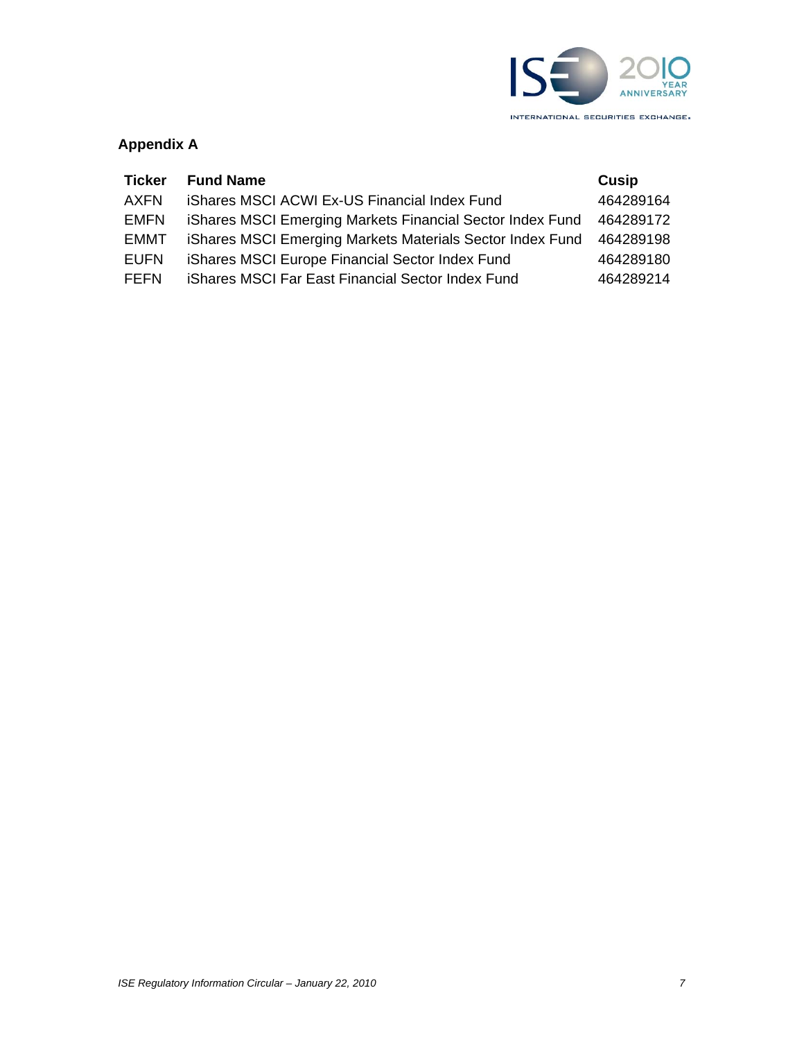## Appendix A

| Ticker | Fund Name | Cusip |
| --- | --- | --- |
| AXFN | iShares MSCI ACWI Ex-US Financial Index Fund | 464289164 |
| EMFN | iShares MSCI Emerging Markets Financial Sector Index Fund | 464289172 |
| EMMT | iShares MSCI Emerging Markets Materials Sector Index Fund | 464289198 |
| EUFN | iShares MSCI Europe Financial Sector Index Fund | 464289180 |
| FEFN | iShares MSCI Far East Financial Sector Index Fund | 464289214 |